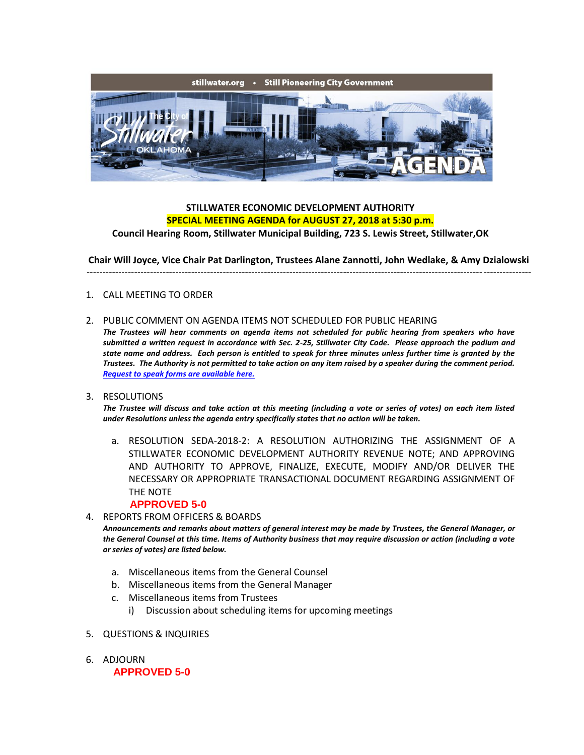stillwater.org • Still Pioneering City Government

The City of Stillwater OKLAHOMA

AGENDA

**STILLWATER ECONOMIC DEVELOPMENT AUTHORITY**

**SPECIAL MEETING AGENDA for AUGUST 27, 2018 at 5:30 p.m.**

**Council Hearing Room, Stillwater Municipal Building, 723 S. Lewis Street, Stillwater,OK**

**Chair Will Joyce, Vice Chair Pat Darlington, Trustees Alane Zannotti, John Wedlake, & Amy Dzialowski**

---

1. CALL MEETING TO ORDER

2. PUBLIC COMMENT ON AGENDA ITEMS NOT SCHEDULED FOR PUBLIC HEARING
   ***The Trustees will hear comments on agenda items not scheduled for public hearing from speakers who have submitted a written request in accordance with Sec. 2-25, Stillwater City Code. Please approach the podium and state name and address. Each person is entitled to speak for three minutes unless further time is granted by the Trustees. The Authority is not permitted to take action on any item raised by a speaker during the comment period.***
   ***Request to speak forms are available here.***

3. RESOLUTIONS
   ***The Trustee will discuss and take action at this meeting (including a vote or series of votes) on each item listed under Resolutions unless the agenda entry specifically states that no action will be taken.***

   a. RESOLUTION SEDA-2018-2: A RESOLUTION AUTHORIZING THE ASSIGNMENT OF A STILLWATER ECONOMIC DEVELOPMENT AUTHORITY REVENUE NOTE; AND APPROVING AND AUTHORITY TO APPROVE, FINALIZE, EXECUTE, MODIFY AND/OR DELIVER THE NECESSARY OR APPROPRIATE TRANSACTIONAL DOCUMENT REGARDING ASSIGNMENT OF THE NOTE
      **APPROVED 5-0**

4. REPORTS FROM OFFICERS & BOARDS
   ***Announcements and remarks about matters of general interest may be made by Trustees, the General Manager, or the General Counsel at this time. Items of Authority business that may require discussion or action (including a vote or series of votes) are listed below.***

   a. Miscellaneous items from the General Counsel
   b. Miscellaneous items from the General Manager
   c. Miscellaneous items from Trustees
      i) Discussion about scheduling items for upcoming meetings

5. QUESTIONS & INQUIRIES

6. ADJOURN
   **APPROVED 5-0**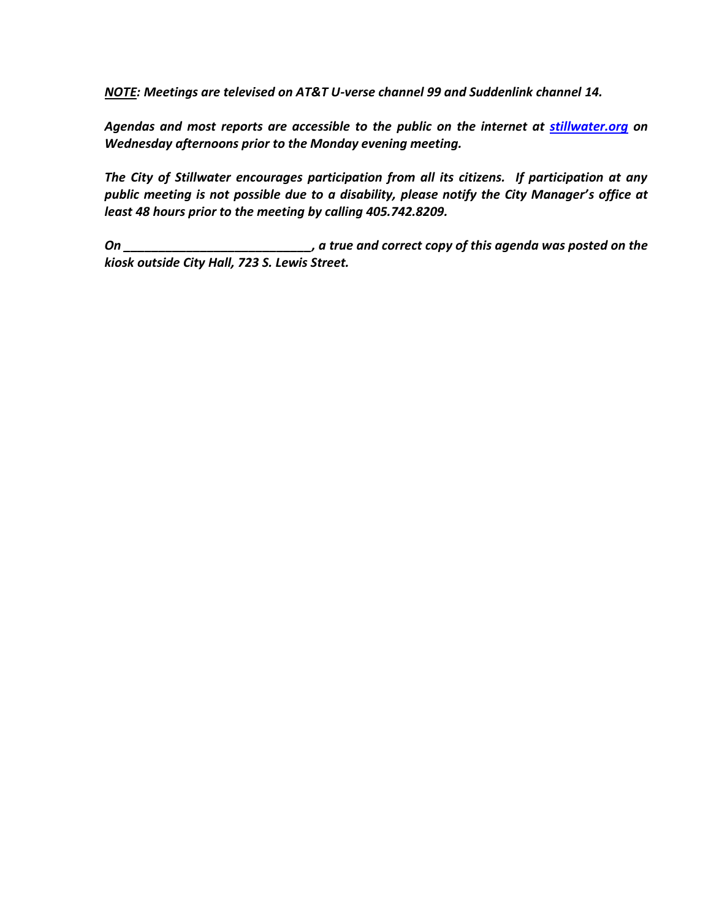***<u>NOTE</u>: Meetings are televised on AT&T U-verse channel 99 and Suddenlink channel 14.***

***Agendas and most reports are accessible to the public on the internet at [stillwater.org](stillwater.org) on Wednesday afternoons prior to the Monday evening meeting.***

***The City of Stillwater encourages participation from all its citizens. If participation at any public meeting is not possible due to a disability, please notify the City Manager's office at least 48 hours prior to the meeting by calling 405.742.8209.***

***On ___________________________, a true and correct copy of this agenda was posted on the kiosk outside City Hall, 723 S. Lewis Street.***